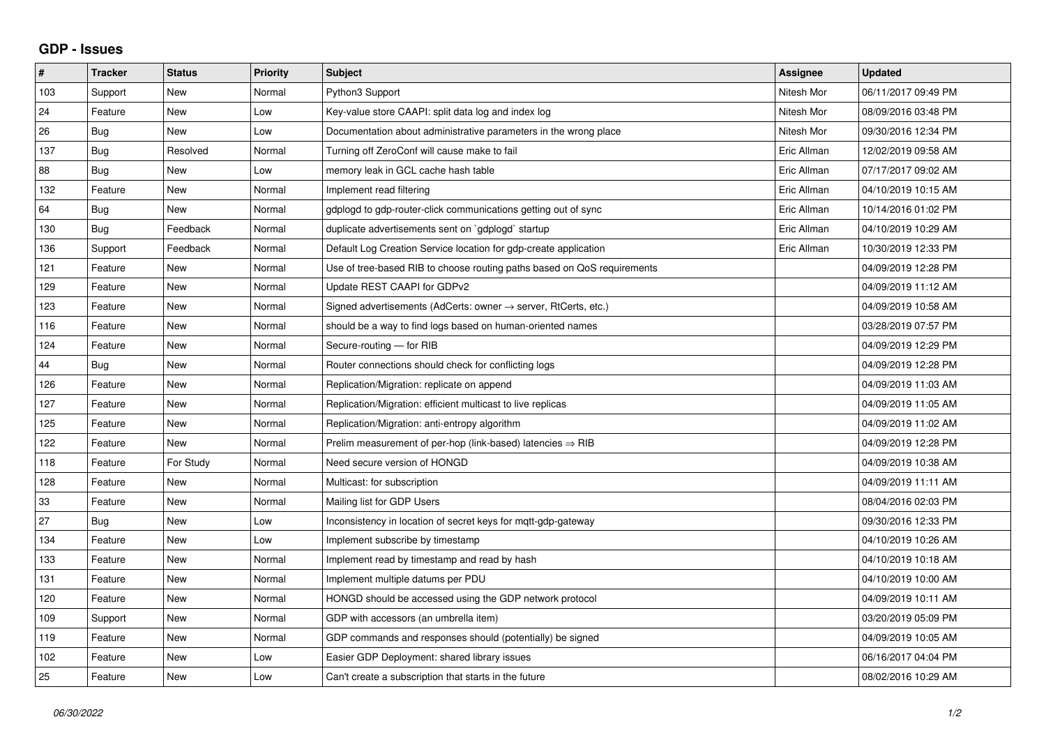## GDP - Issues

| # | Tracker | Status | Priority | Subject | Assignee | Updated |
|---|---|---|---|---|---|---|
| 103 | Support | New | Normal | Python3 Support | Nitesh Mor | 06/11/2017 09:49 PM |
| 24 | Feature | New | Low | Key-value store CAAPI: split data log and index log | Nitesh Mor | 08/09/2016 03:48 PM |
| 26 | Bug | New | Low | Documentation about administrative parameters in the wrong place | Nitesh Mor | 09/30/2016 12:34 PM |
| 137 | Bug | Resolved | Normal | Turning off ZeroConf will cause make to fail | Eric Allman | 12/02/2019 09:58 AM |
| 88 | Bug | New | Low | memory leak in GCL cache hash table | Eric Allman | 07/17/2017 09:02 AM |
| 132 | Feature | New | Normal | Implement read filtering | Eric Allman | 04/10/2019 10:15 AM |
| 64 | Bug | New | Normal | gdplogd to gdp-router-click communications getting out of sync | Eric Allman | 10/14/2016 01:02 PM |
| 130 | Bug | Feedback | Normal | duplicate advertisements sent on `gdplogd` startup | Eric Allman | 04/10/2019 10:29 AM |
| 136 | Support | Feedback | Normal | Default Log Creation Service location for gdp-create application | Eric Allman | 10/30/2019 12:33 PM |
| 121 | Feature | New | Normal | Use of tree-based RIB to choose routing paths based on QoS requirements | | 04/09/2019 12:28 PM |
| 129 | Feature | New | Normal | Update REST CAAPI for GDPv2 | | 04/09/2019 11:12 AM |
| 123 | Feature | New | Normal | Signed advertisements (AdCerts: owner → server, RtCerts, etc.) | | 04/09/2019 10:58 AM |
| 116 | Feature | New | Normal | should be a way to find logs based on human-oriented names | | 03/28/2019 07:57 PM |
| 124 | Feature | New | Normal | Secure-routing — for RIB | | 04/09/2019 12:29 PM |
| 44 | Bug | New | Normal | Router connections should check for conflicting logs | | 04/09/2019 12:28 PM |
| 126 | Feature | New | Normal | Replication/Migration: replicate on append | | 04/09/2019 11:03 AM |
| 127 | Feature | New | Normal | Replication/Migration: efficient multicast to live replicas | | 04/09/2019 11:05 AM |
| 125 | Feature | New | Normal | Replication/Migration: anti-entropy algorithm | | 04/09/2019 11:02 AM |
| 122 | Feature | New | Normal | Prelim measurement of per-hop (link-based) latencies ⇒ RIB | | 04/09/2019 12:28 PM |
| 118 | Feature | For Study | Normal | Need secure version of HONGD | | 04/09/2019 10:38 AM |
| 128 | Feature | New | Normal | Multicast: for subscription | | 04/09/2019 11:11 AM |
| 33 | Feature | New | Normal | Mailing list for GDP Users | | 08/04/2016 02:03 PM |
| 27 | Bug | New | Low | Inconsistency in location of secret keys for mqtt-gdp-gateway | | 09/30/2016 12:33 PM |
| 134 | Feature | New | Low | Implement subscribe by timestamp | | 04/10/2019 10:26 AM |
| 133 | Feature | New | Normal | Implement read by timestamp and read by hash | | 04/10/2019 10:18 AM |
| 131 | Feature | New | Normal | Implement multiple datums per PDU | | 04/10/2019 10:00 AM |
| 120 | Feature | New | Normal | HONGD should be accessed using the GDP network protocol | | 04/09/2019 10:11 AM |
| 109 | Support | New | Normal | GDP with accessors (an umbrella item) | | 03/20/2019 05:09 PM |
| 119 | Feature | New | Normal | GDP commands and responses should (potentially) be signed | | 04/09/2019 10:05 AM |
| 102 | Feature | New | Low | Easier GDP Deployment: shared library issues | | 06/16/2017 04:04 PM |
| 25 | Feature | New | Low | Can't create a subscription that starts in the future | | 08/02/2016 10:29 AM |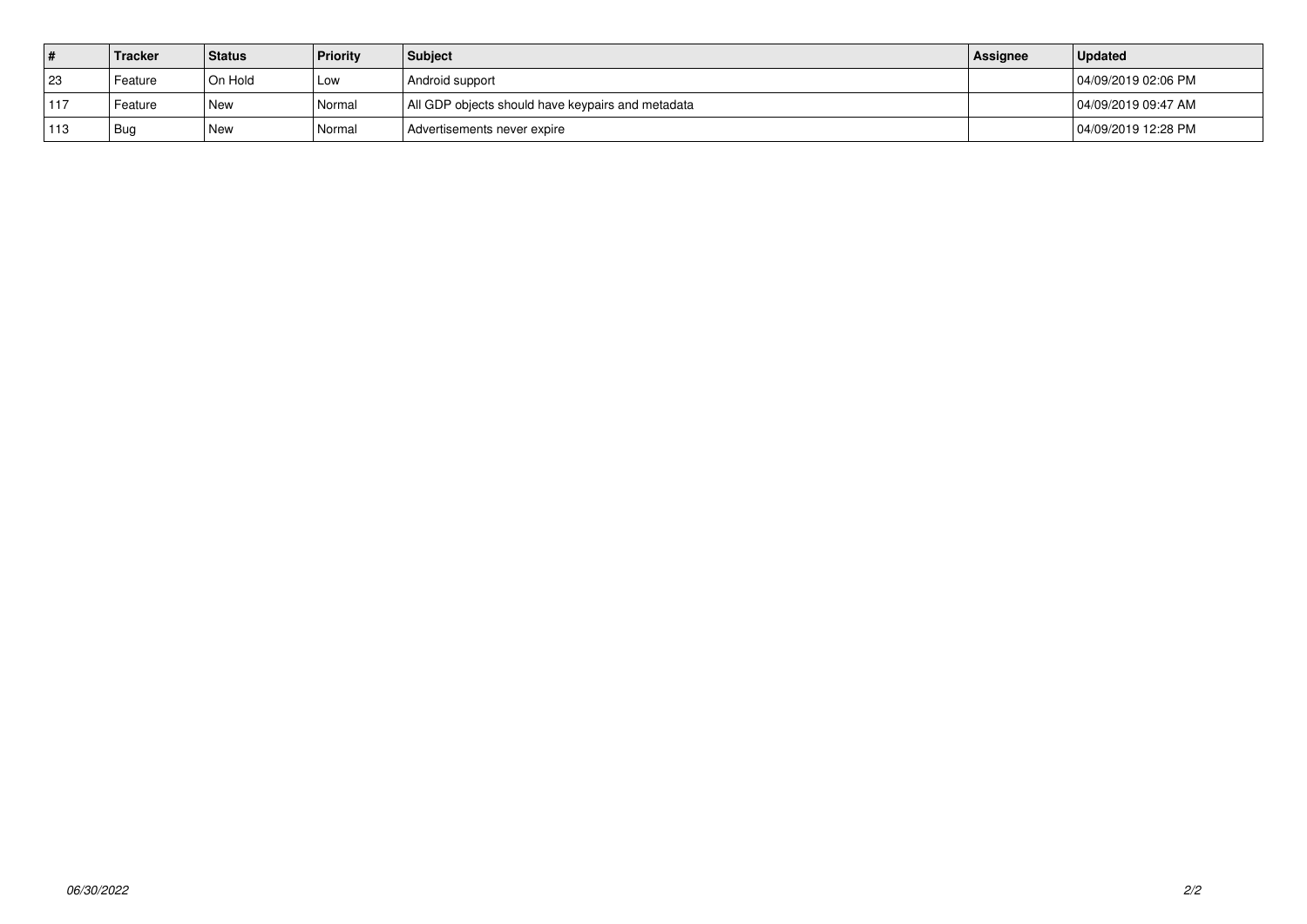| # | Tracker | Status | Priority | Subject | Assignee | Updated |
|---|---|---|---|---|---|---|
| 23 | Feature | On Hold | Low | Android support | | 04/09/2019 02:06 PM |
| 117 | Feature | New | Normal | All GDP objects should have keypairs and metadata | | 04/09/2019 09:47 AM |
| 113 | Bug | New | Normal | Advertisements never expire | | 04/09/2019 12:28 PM |